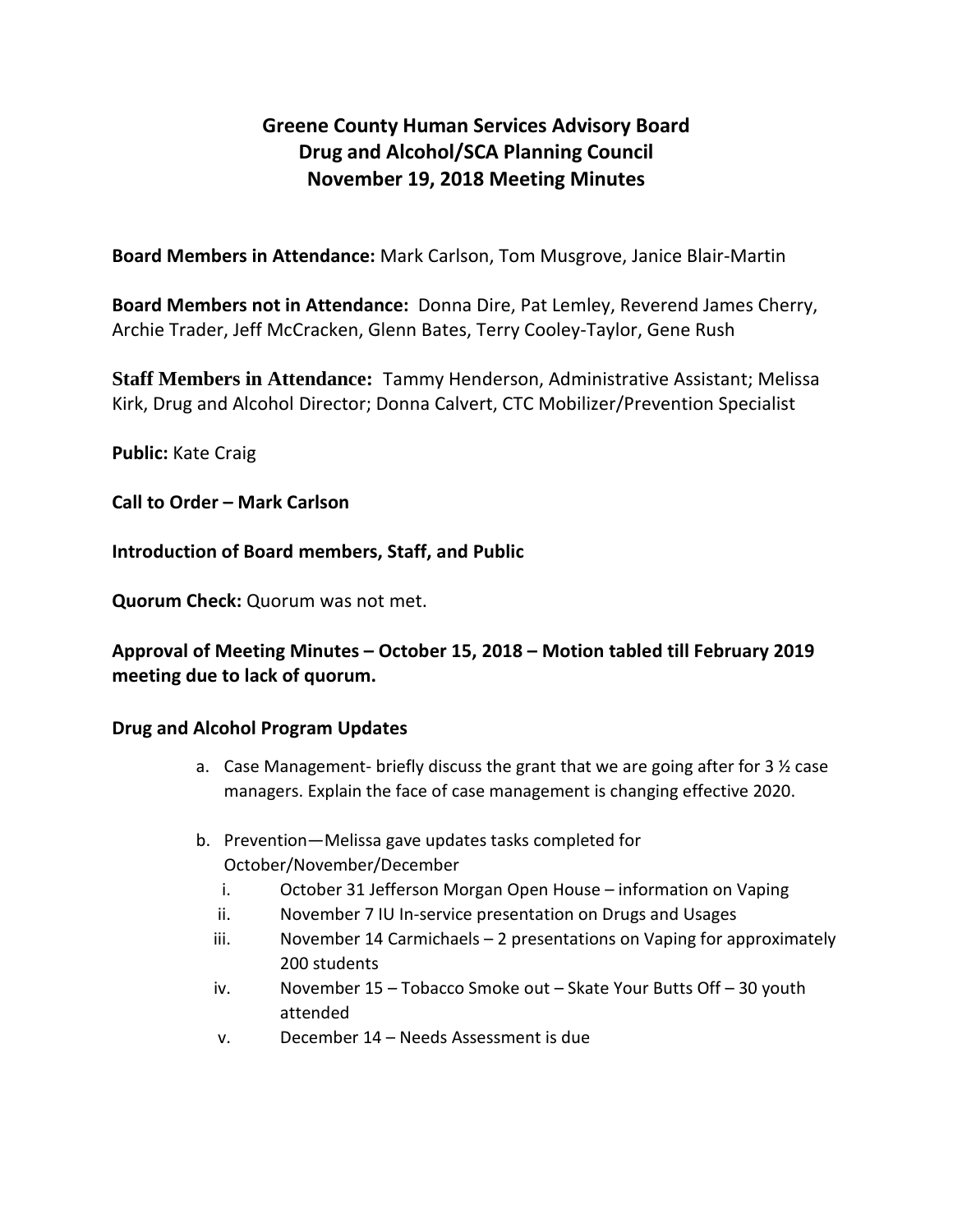# Greene County Human Services Advisory Board
# Drug and Alcohol/SCA Planning Council
# November 19, 2018 Meeting Minutes

**Board Members in Attendance:** Mark Carlson, Tom Musgrove, Janice Blair-Martin

**Board Members not in Attendance:** Donna Dire, Pat Lemley, Reverend James Cherry, Archie Trader, Jeff McCracken, Glenn Bates, Terry Cooley-Taylor, Gene Rush

**Staff Members in Attendance:** Tammy Henderson, Administrative Assistant; Melissa Kirk, Drug and Alcohol Director; Donna Calvert, CTC Mobilizer/Prevention Specialist

**Public:** Kate Craig

**Call to Order – Mark Carlson**

**Introduction of Board members, Staff, and Public**

**Quorum Check:** Quorum was not met.

**Approval of Meeting Minutes – October 15, 2018 – Motion tabled till February 2019 meeting due to lack of quorum.**

**Drug and Alcohol Program Updates**

a. Case Management- briefly discuss the grant that we are going after for 3 ½ case managers. Explain the face of case management is changing effective 2020.

b. Prevention—Melissa gave updates tasks completed for October/November/December
   i. October 31 Jefferson Morgan Open House – information on Vaping
   ii. November 7 IU In-service presentation on Drugs and Usages
   iii. November 14 Carmichaels – 2 presentations on Vaping for approximately 200 students
   iv. November 15 – Tobacco Smoke out – Skate Your Butts Off – 30 youth attended
   v. December 14 – Needs Assessment is due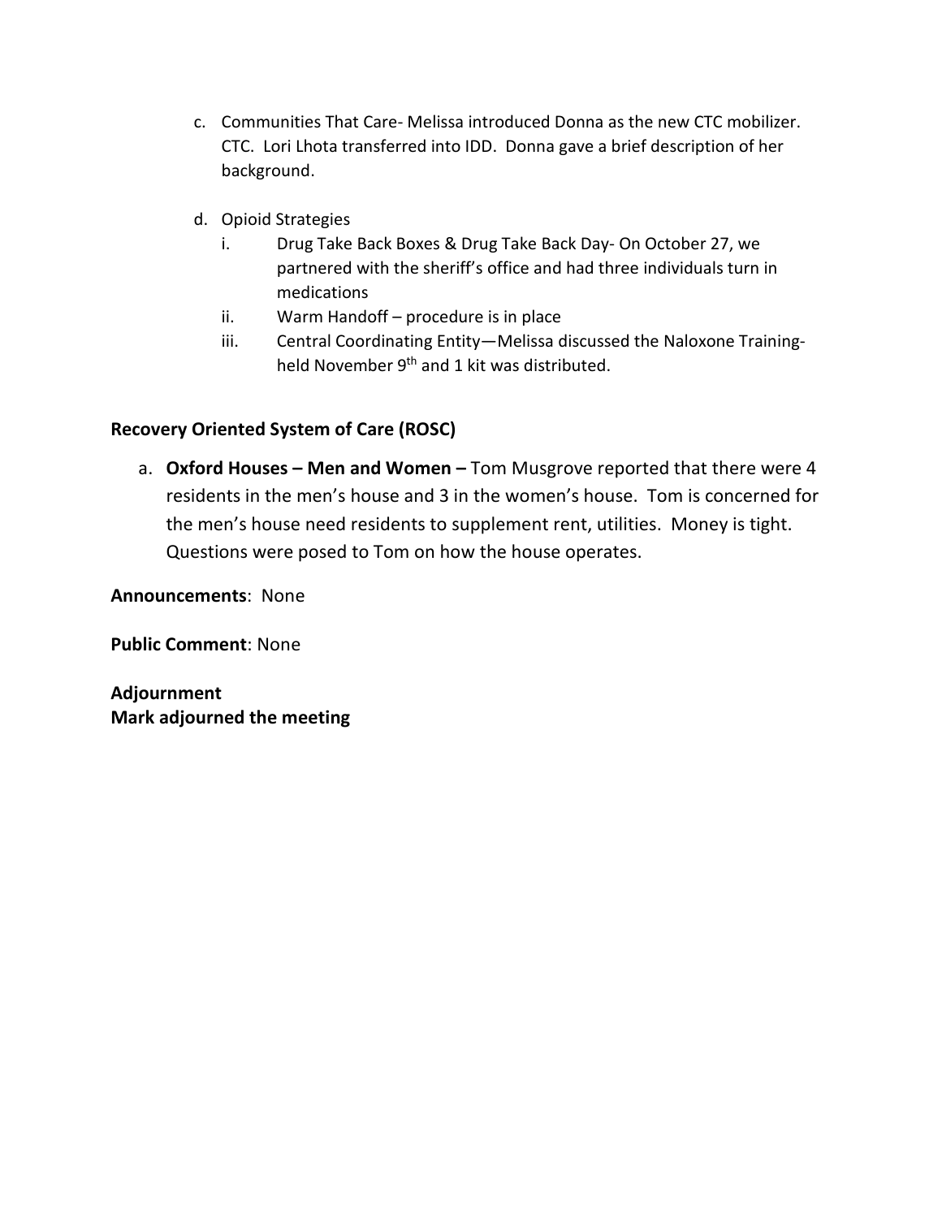c. Communities That Care- Melissa introduced Donna as the new CTC mobilizer. CTC. Lori Lhota transferred into IDD. Donna gave a brief description of her background.

d. Opioid Strategies
   i. Drug Take Back Boxes & Drug Take Back Day- On October 27, we partnered with the sheriff's office and had three individuals turn in medications
   ii. Warm Handoff – procedure is in place
   iii. Central Coordinating Entity—Melissa discussed the Naloxone Training- held November 9th and 1 kit was distributed.

**Recovery Oriented System of Care (ROSC)**

a. **Oxford Houses – Men and Women –** Tom Musgrove reported that there were 4 residents in the men's house and 3 in the women's house. Tom is concerned for the men's house need residents to supplement rent, utilities. Money is tight. Questions were posed to Tom on how the house operates.

**Announcements**: None

**Public Comment**: None

**Adjournment**
**Mark adjourned the meeting**